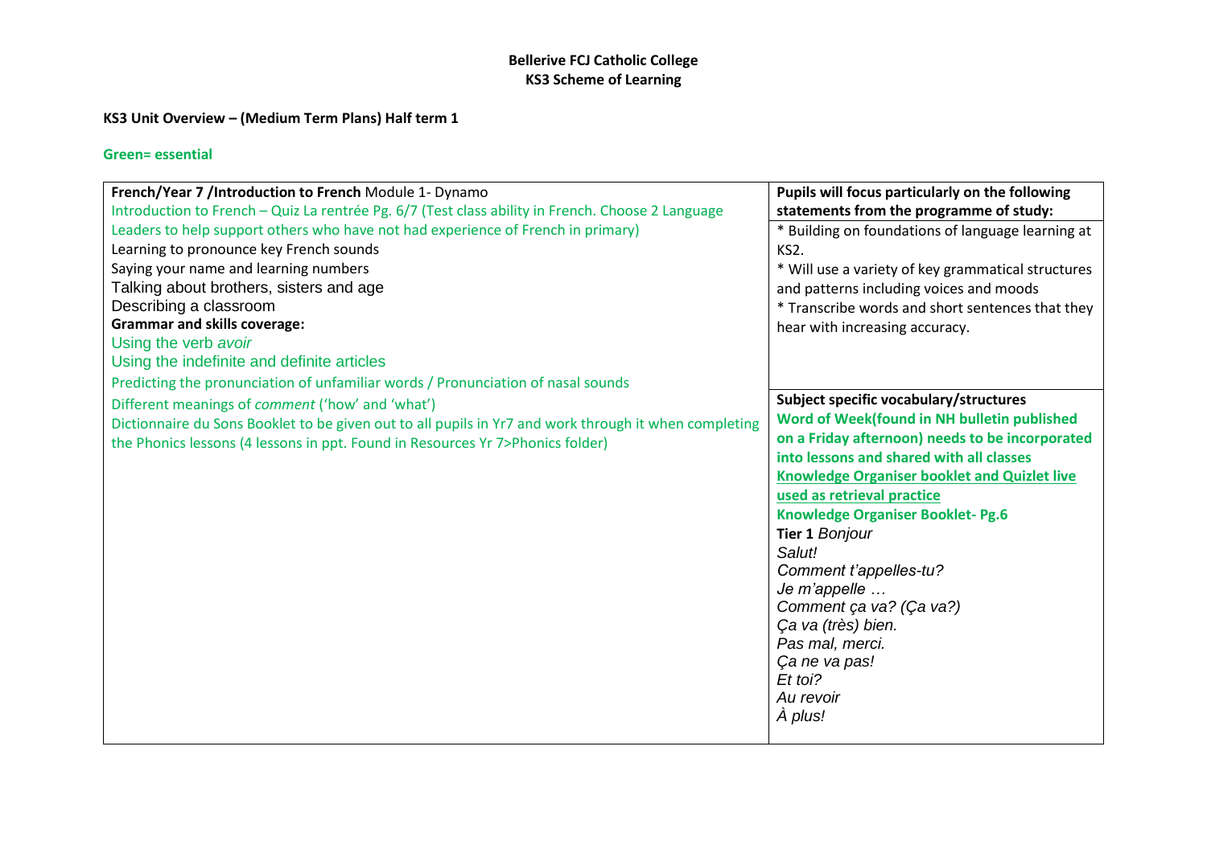**Bellerive FCJ Catholic College**
**KS3 Scheme of Learning**

**KS3 Unit Overview – (Medium Term Plans) Half term 1**

**Green= essential**

| **French/Year 7 /Introduction to French** Module 1- Dynamo<br>Introduction to French – Quiz La rentrée Pg. 6/7 (Test class ability in French. Choose 2 Language Leaders to help support others who have not had experience of French in primary)<br>Learning to pronounce key French sounds<br>Saying your name and learning numbers<br>Talking about brothers, sisters and age<br>Describing a classroom<br>**Grammar and skills coverage:**<br>Using the verb *avoir*<br>Using the indefinite and definite articles<br>Predicting the pronunciation of unfamiliar words / Pronunciation of nasal sounds<br>Different meanings of *comment* ('how' and 'what')<br>Dictionnaire du Sons Booklet to be given out to all pupils in Yr7 and work through it when completing the Phonics lessons (4 lessons in ppt. Found in Resources Yr 7>Phonics folder) | **Pupils will focus particularly on the following statements from the programme of study:**<br>* Building on foundations of language learning at KS2.<br>* Will use a variety of key grammatical structures and patterns including voices and moods<br>* Transcribe words and short sentences that they hear with increasing accuracy. |
|---|---|
| | **Subject specific vocabulary/structures**<br>**Word of Week(found in NH bulletin published on a Friday afternoon) needs to be incorporated into lessons and shared with all classes**<br>**Knowledge Organiser booklet and Quizlet live used as retrieval practice**<br>**Knowledge Organiser Booklet- Pg.6**<br>**Tier 1** *Bonjour*<br>*Salut!*<br>*Comment t'appelles-tu?*<br>*Je m'appelle …*<br>*Comment ça va? (Ça va?)*<br>*Ça va (très) bien.*<br>*Pas mal, merci.*<br>*Ça ne va pas!*<br>*Et toi?*<br>*Au revoir*<br>*À plus!* |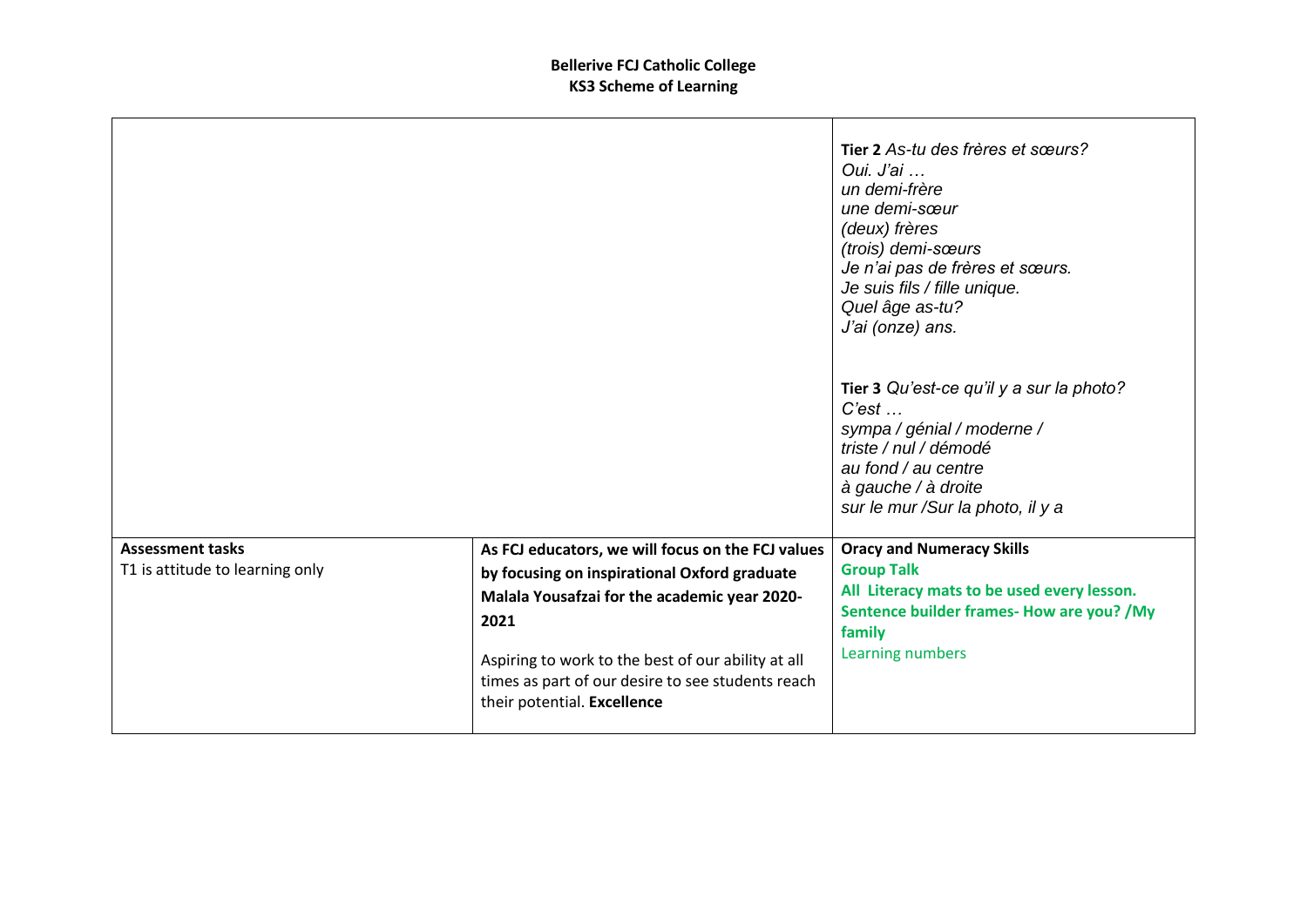**Bellerive FCJ Catholic College**
**KS3 Scheme of Learning**

| | | |
|---|---|---|
| | | **Tier 2** *As-tu des frères et sœurs?*<br>*Oui. J'ai …*<br>*un demi-frère*<br>*une demi-sœur*<br>*(deux) frères*<br>*(trois) demi-sœurs*<br>*Je n'ai pas de frères et sœurs.*<br>*Je suis fils / fille unique.*<br>*Quel âge as-tu?*<br>*J'ai (onze) ans.*<br><br>**Tier 3** *Qu'est-ce qu'il y a sur la photo?*<br>*C'est …*<br>*sympa / génial / moderne /*<br>*triste / nul / démodé*<br>*au fond / au centre*<br>*à gauche / à droite*<br>*sur le mur /Sur la photo, il y a* |
| **Assessment tasks**<br>T1 is attitude to learning only | **As FCJ educators, we will focus on the FCJ values by focusing on inspirational Oxford graduate Malala Yousafzai for the academic year 2020-2021**<br><br>Aspiring to work to the best of our ability at all times as part of our desire to see students reach their potential. **Excellence** | **Oracy and Numeracy Skills**<br>**Group Talk**<br>**All Literacy mats to be used every lesson.**<br>**Sentence builder frames- How are you? /My family**<br>Learning numbers |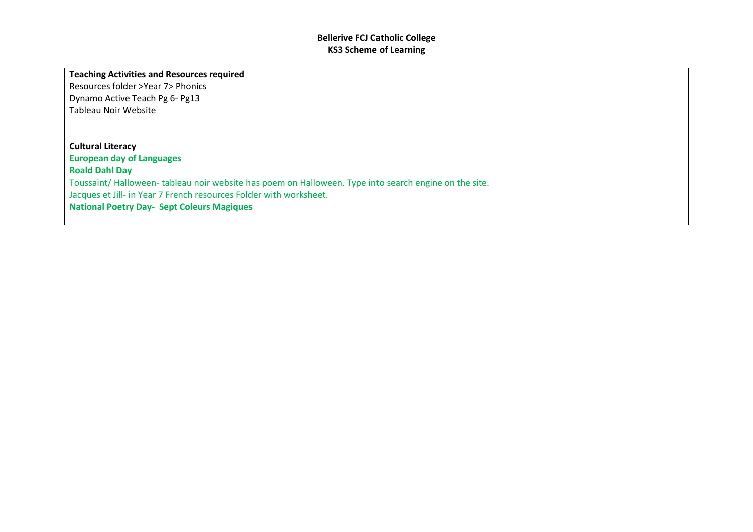**Bellerive FCJ Catholic College**
**KS3 Scheme of Learning**

| **Teaching Activities and Resources required**<br>Resources folder >Year 7> Phonics<br>Dynamo Active Teach Pg 6- Pg13<br>Tableau Noir Website |
|---|
| **Cultural Literacy**<br>**European day of Languages**<br>**Roald Dahl Day**<br>Toussaint/ Halloween- tableau noir website has poem on Halloween. Type into search engine on the site.<br>Jacques et Jill- in Year 7 French resources Folder with worksheet.<br>**National Poetry Day- Sept Coleurs Magiques** |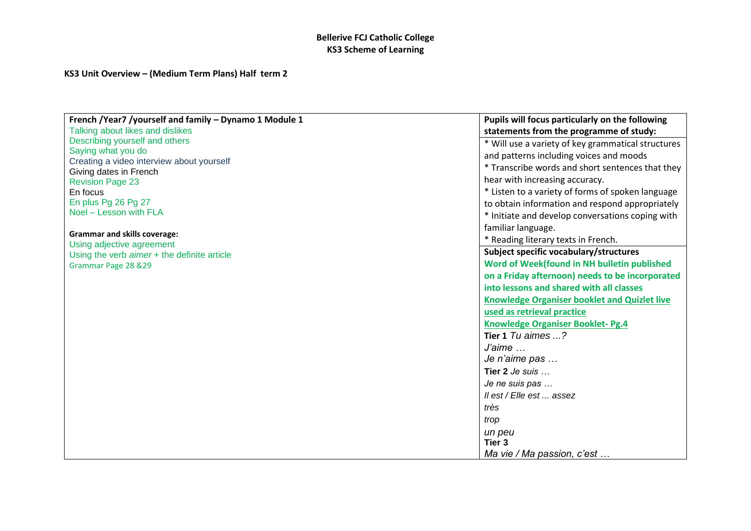**Bellerive FCJ Catholic College**
**KS3 Scheme of Learning**

**KS3 Unit Overview – (Medium Term Plans) Half term 2**

| **French /Year7 /yourself and family – Dynamo 1 Module 1** | **Pupils will focus particularly on the following statements from the programme of study:** |
|---|---|
| Talking about likes and dislikes<br>Describing yourself and others<br>Saying what you do<br>Creating a video interview about yourself<br>Giving dates in French<br>Revision Page 23<br>En focus<br>En plus Pg 26 Pg 27<br>Noel – Lesson with FLA<br><br>**Grammar and skills coverage:**<br>Using adjective agreement<br>Using the verb *aimer* + the definite article<br>Grammar Page 28 &29 | * Will use a variety of key grammatical structures and patterns including voices and moods<br>* Transcribe words and short sentences that they hear with increasing accuracy.<br>* Listen to a variety of forms of spoken language to obtain information and respond appropriately<br>* Initiate and develop conversations coping with familiar language.<br>* Reading literary texts in French.<br><br>**Subject specific vocabulary/structures**<br>**Word of Week(found in NH bulletin published on a Friday afternoon) needs to be incorporated into lessons and shared with all classes**<br>**Knowledge Organiser booklet and Quizlet live used as retrieval practice**<br>**Knowledge Organiser Booklet- Pg.4**<br>**Tier 1** *Tu aimes ...?*<br>*J'aime …*<br>*Je n'aime pas …*<br>**Tier 2** *Je suis …*<br>*Je ne suis pas …*<br>*Il est / Elle est ... assez*<br>*très*<br>*trop*<br>*un peu*<br>**Tier 3**<br>*Ma vie / Ma passion, c'est …* |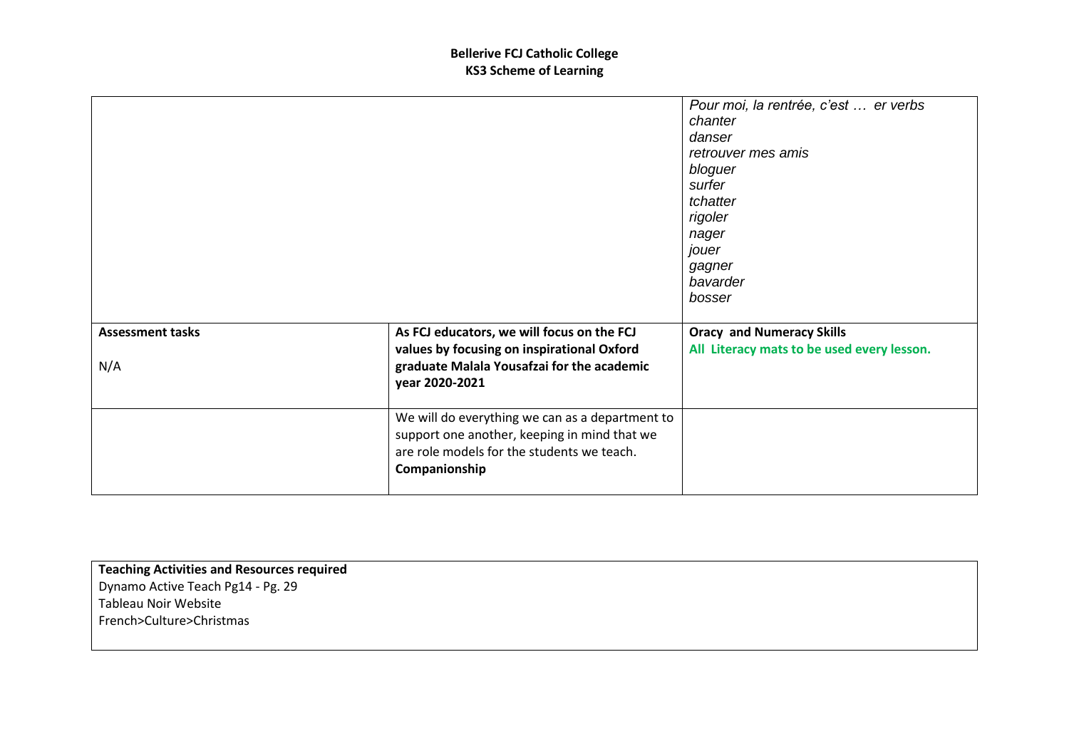**Bellerive FCJ Catholic College**
**KS3 Scheme of Learning**

| | | |
|---|---|---|
| | | *Pour moi, la rentrée, c'est … er verbs*<br>*chanter*<br>*danser*<br>*retrouver mes amis*<br>*bloguer*<br>*surfer*<br>*tchatter*<br>*rigoler*<br>*nager*<br>*jouer*<br>*gagner*<br>*bavarder*<br>*bosser* |
| **Assessment tasks**<br><br>N/A | **As FCJ educators, we will focus on the FCJ values by focusing on inspirational Oxford graduate Malala Yousafzai for the academic year 2020-2021** | **Oracy and Numeracy Skills**<br>**All Literacy mats to be used every lesson.** |
| | We will do everything we can as a department to support one another, keeping in mind that we are role models for the students we teach. **Companionship** | |

| **Teaching Activities and Resources required** |
|---|
| Dynamo Active Teach Pg14 - Pg. 29<br>Tableau Noir Website<br>French>Culture>Christmas |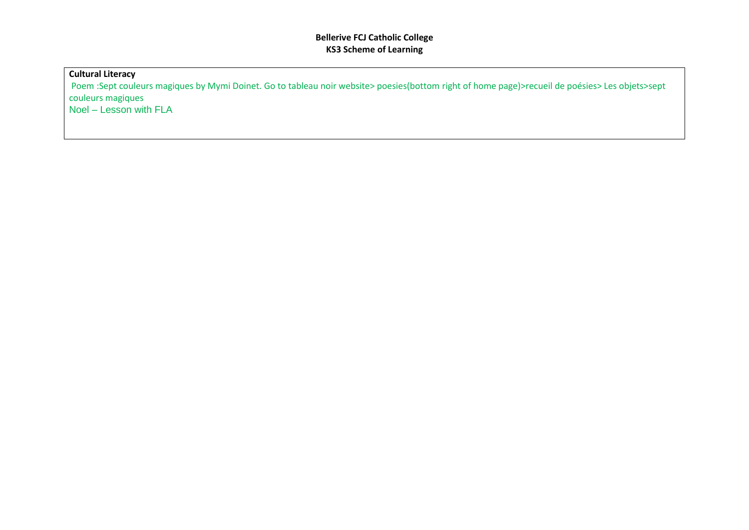**Bellerive FCJ Catholic College**
**KS3 Scheme of Learning**

| **Cultural Literacy** |
|---|
| Poem :Sept couleurs magiques by Mymi Doinet. Go to tableau noir website> poesies(bottom right of home page)>recueil de poésies> Les objets>sept couleurs magiques<br>Noel – Lesson with FLA |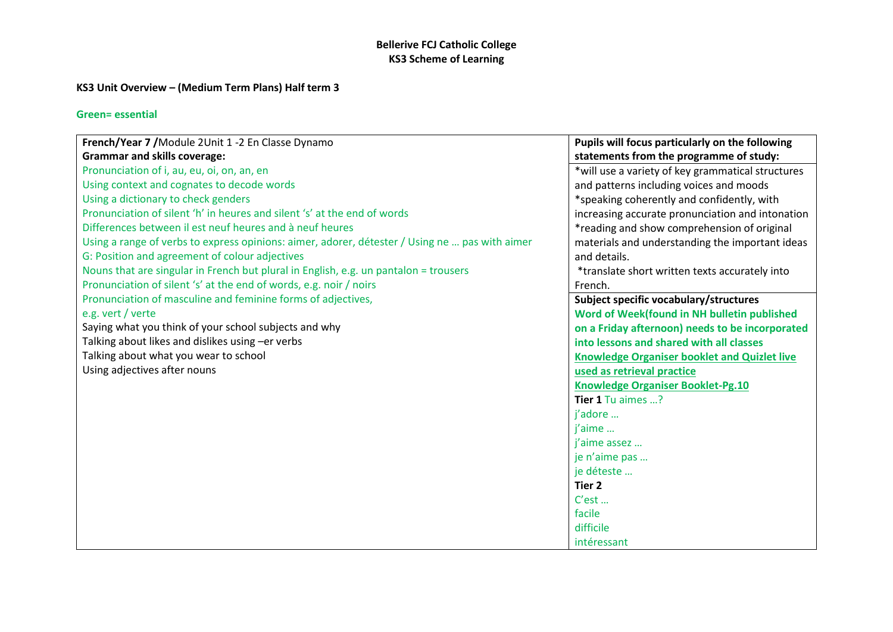**Bellerive FCJ Catholic College**
**KS3 Scheme of Learning**

**KS3 Unit Overview – (Medium Term Plans) Half term 3**

**Green= essential**

| **French/Year 7 /**Module 2Unit 1 -2 En Classe Dynamo<br>**Grammar and skills coverage:** | **Pupils will focus particularly on the following statements from the programme of study:** |
|---|---|
| Pronunciation of i, au, eu, oi, on, an, en<br>Using context and cognates to decode words<br>Using a dictionary to check genders<br>Pronunciation of silent 'h' in heures and silent 's' at the end of words<br>Differences between il est neuf heures and à neuf heures<br>Using a range of verbs to express opinions: aimer, adorer, détester / Using ne … pas with aimer<br>G: Position and agreement of colour adjectives<br>Nouns that are singular in French but plural in English, e.g. un pantalon = trousers<br>Pronunciation of silent 's' at the end of words, e.g. noir / noirs<br>Pronunciation of masculine and feminine forms of adjectives,<br>e.g. vert / verte<br>Saying what you think of your school subjects and why<br>Talking about likes and dislikes using –er verbs<br>Talking about what you wear to school<br>Using adjectives after nouns | *will use a variety of key grammatical structures and patterns including voices and moods<br>*speaking coherently and confidently, with increasing accurate pronunciation and intonation<br>*reading and show comprehension of original materials and understanding the important ideas and details.<br>*translate short written texts accurately into French.<br>**Subject specific vocabulary/structures**<br>**Word of Week(found in NH bulletin published on a Friday afternoon) needs to be incorporated into lessons and shared with all classes**<br>**Knowledge Organiser booklet and Quizlet live used as retrieval practice**<br>**Knowledge Organiser Booklet-Pg.10**<br>**Tier 1** Tu aimes …?<br>j'adore …<br>j'aime …<br>j'aime assez …<br>je n'aime pas …<br>je déteste …<br>**Tier 2**<br>C'est …<br>facile<br>difficile<br>intéressant |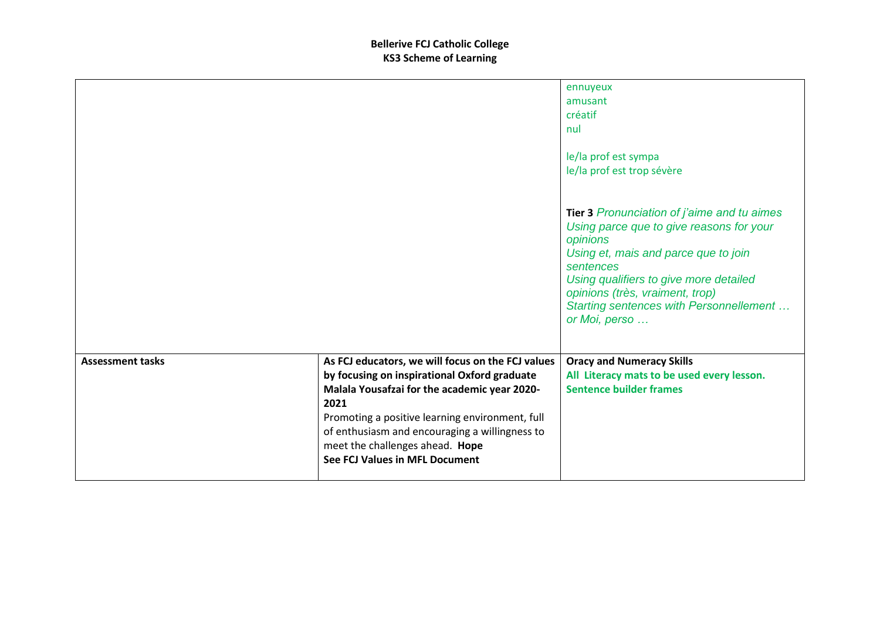**Bellerive FCJ Catholic College**
**KS3 Scheme of Learning**

| | | |
|---|---|---|
| | | ennuyeux<br>amusant<br>créatif<br>nul<br><br>le/la prof est sympa<br>le/la prof est trop sévère<br><br>**Tier 3** *Pronunciation of j'aime and tu aimes*<br>*Using parce que to give reasons for your opinions*<br>*Using et, mais and parce que to join sentences*<br>*Using qualifiers to give more detailed opinions (très, vraiment, trop)*<br>*Starting sentences with Personnellement … or Moi, perso …* |
| **Assessment tasks** | **As FCJ educators, we will focus on the FCJ values by focusing on inspirational Oxford graduate Malala Yousafzai for the academic year 2020-2021**<br>Promoting a positive learning environment, full of enthusiasm and encouraging a willingness to meet the challenges ahead. **Hope**<br>**See FCJ Values in MFL Document** | **Oracy and Numeracy Skills**<br>**All Literacy mats to be used every lesson.**<br>**Sentence builder frames** |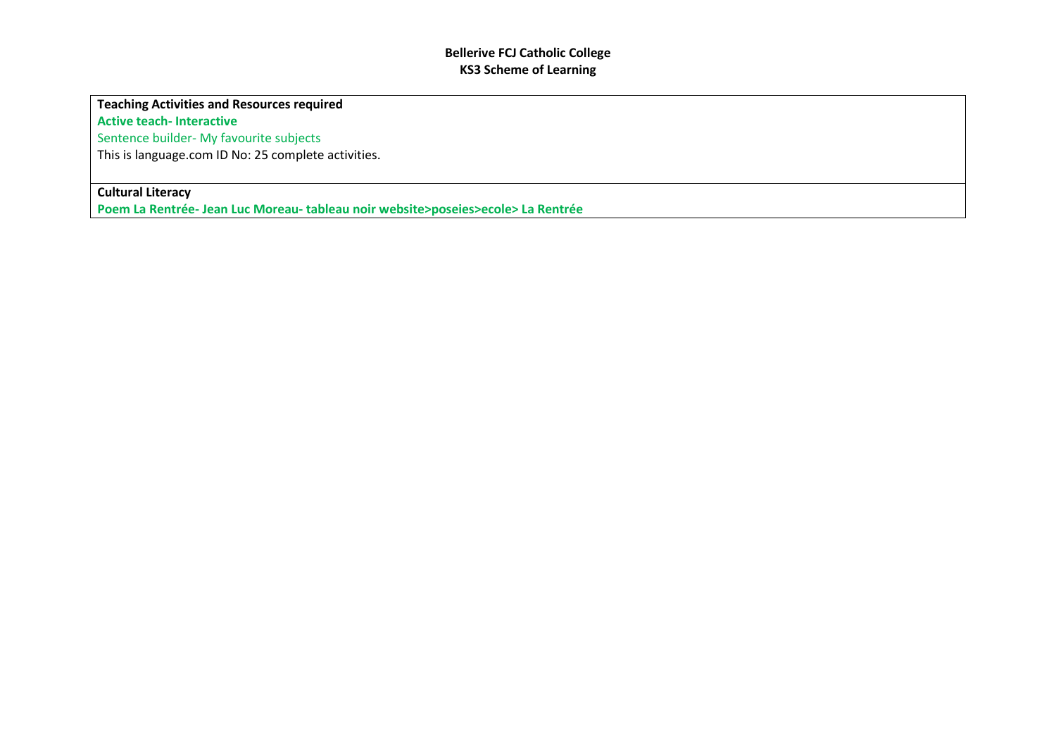**Bellerive FCJ Catholic College**
**KS3 Scheme of Learning**

| **Teaching Activities and Resources required**<br>**Active teach- Interactive**<br>Sentence builder- My favourite subjects<br>This is language.com ID No: 25 complete activities. |
|---|
| **Cultural Literacy**<br>**Poem La Rentrée- Jean Luc Moreau- tableau noir website>poseies>ecole> La Rentrée** |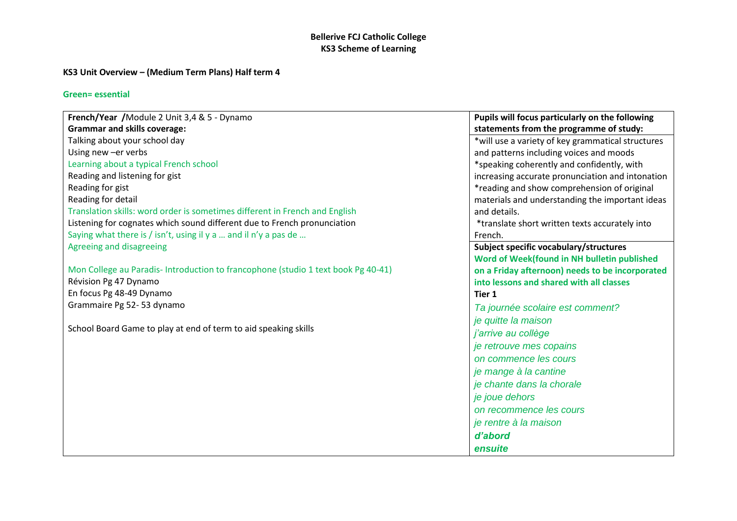**Bellerive FCJ Catholic College**
**KS3 Scheme of Learning**

**KS3 Unit Overview – (Medium Term Plans) Half term 4**

**Green= essential**

| **French/Year /**Module 2 Unit 3,4 & 5 - Dynamo<br>**Grammar and skills coverage:** | **Pupils will focus particularly on the following statements from the programme of study:** |
|---|---|
| Talking about your school day<br>Using new –er verbs<br>Learning about a typical French school<br>Reading and listening for gist<br>Reading for gist<br>Reading for detail<br>Translation skills: word order is sometimes different in French and English<br>Listening for cognates which sound different due to French pronunciation<br>Saying what there is / isn't, using il y a … and il n'y a pas de …<br>Agreeing and disagreeing<br><br>Mon College au Paradis- Introduction to francophone (studio 1 text book Pg 40-41)<br>Révision Pg 47 Dynamo<br>En focus Pg 48-49 Dynamo<br>Grammaire Pg 52- 53 dynamo<br><br>School Board Game to play at end of term to aid speaking skills | *will use a variety of key grammatical structures and patterns including voices and moods<br>*speaking coherently and confidently, with increasing accurate pronunciation and intonation<br>*reading and show comprehension of original materials and understanding the important ideas and details.<br>*translate short written texts accurately into French.<br>**Subject specific vocabulary/structures**<br>**Word of Week(found in NH bulletin published on a Friday afternoon) needs to be incorporated into lessons and shared with all classes**<br>**Tier 1**<br>*Ta journée scolaire est comment?*<br>*je quitte la maison*<br>*j'arrive au collège*<br>*je retrouve mes copains*<br>*on commence les cours*<br>*je mange à la cantine*<br>*je chante dans la chorale*<br>*je joue dehors*<br>*on recommence les cours*<br>*je rentre à la maison*<br>***d'abord***<br>***ensuite*** |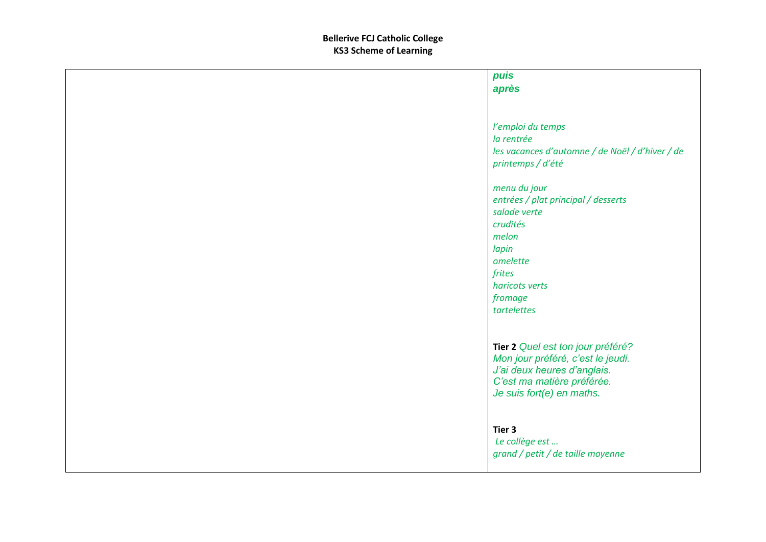| | |
|---|---|
| | ***puis***<br>***après***<br><br><br>*l'emploi du temps*<br>*la rentrée*<br>*les vacances d'automne / de Noël / d'hiver / de printemps / d'été*<br><br>*menu du jour*<br>*entrées / plat principal / desserts*<br>*salade verte*<br>*crudités*<br>*melon*<br>*lapin*<br>*omelette*<br>*frites*<br>*haricots verts*<br>*fromage*<br>*tartelettes*<br><br><br>**Tier 2** *Quel est ton jour préféré?*<br>*Mon jour préféré, c'est le jeudi.*<br>*J'ai deux heures d'anglais.*<br>*C'est ma matière préférée.*<br>*Je suis fort(e) en maths.*<br><br><br>**Tier 3**<br>*Le collège est …*<br>*grand / petit / de taille moyenne* |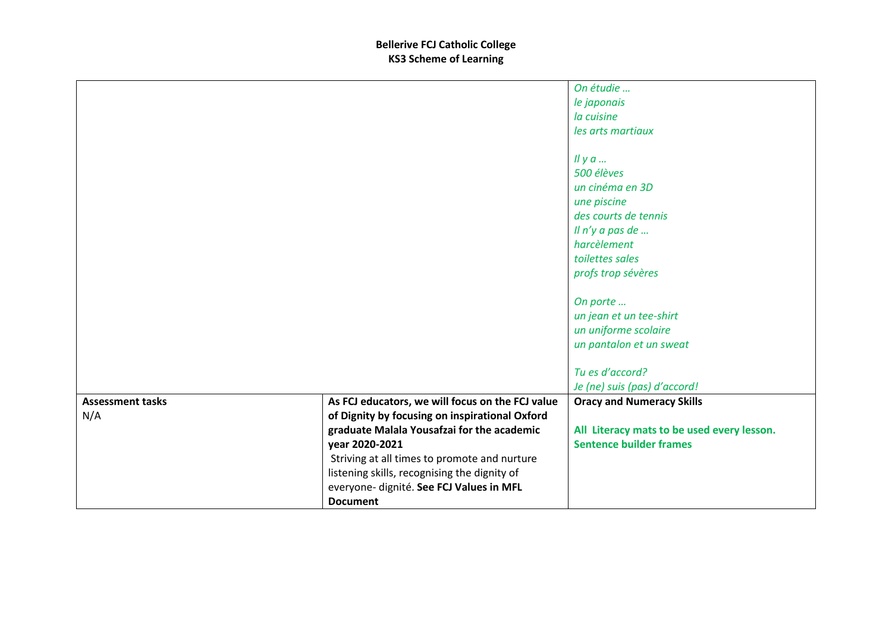**Bellerive FCJ Catholic College**
**KS3 Scheme of Learning**

| | | |
|---|---|---|
| | | *On étudie …*<br>*le japonais*<br>*la cuisine*<br>*les arts martiaux*<br><br>*Il y a …*<br>*500 élèves*<br>*un cinéma en 3D*<br>*une piscine*<br>*des courts de tennis*<br>*Il n'y a pas de …*<br>*harcèlement*<br>*toilettes sales*<br>*profs trop sévères*<br><br>*On porte …*<br>*un jean et un tee-shirt*<br>*un uniforme scolaire*<br>*un pantalon et un sweat*<br><br>*Tu es d'accord?*<br>*Je (ne) suis (pas) d'accord!* |
| **Assessment tasks**<br>N/A | **As FCJ educators, we will focus on the FCJ value of Dignity by focusing on inspirational Oxford graduate Malala Yousafzai for the academic year 2020-2021**<br>Striving at all times to promote and nurture listening skills, recognising the dignity of everyone- dignité. **See FCJ Values in MFL Document** | **Oracy and Numeracy Skills**<br><br>**All Literacy mats to be used every lesson.**<br>**Sentence builder frames** |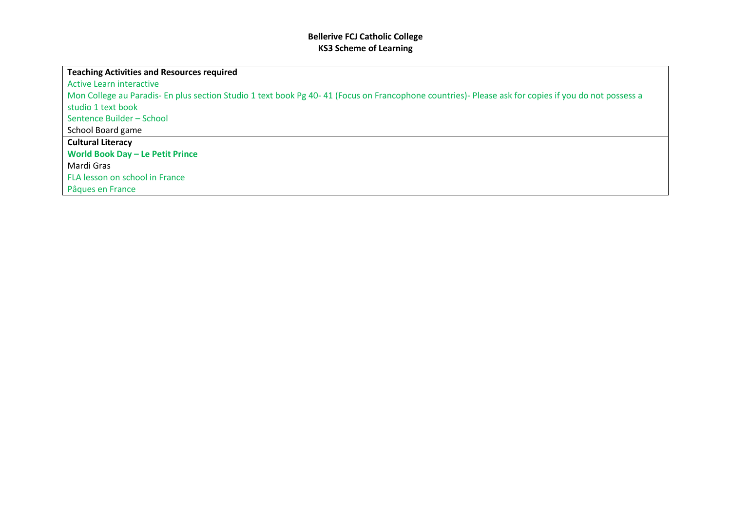**Bellerive FCJ Catholic College**
**KS3 Scheme of Learning**

| **Teaching Activities and Resources required** |
| --- |
| Active Learn interactive<br>Mon College au Paradis- En plus section Studio 1 text book Pg 40- 41 (Focus on Francophone countries)- Please ask for copies if you do not possess a studio 1 text book<br>Sentence Builder – School<br>School Board game |
| **Cultural Literacy** |
| **World Book Day – Le Petit Prince**<br>Mardi Gras<br>FLA lesson on school in France<br>Pâques en France |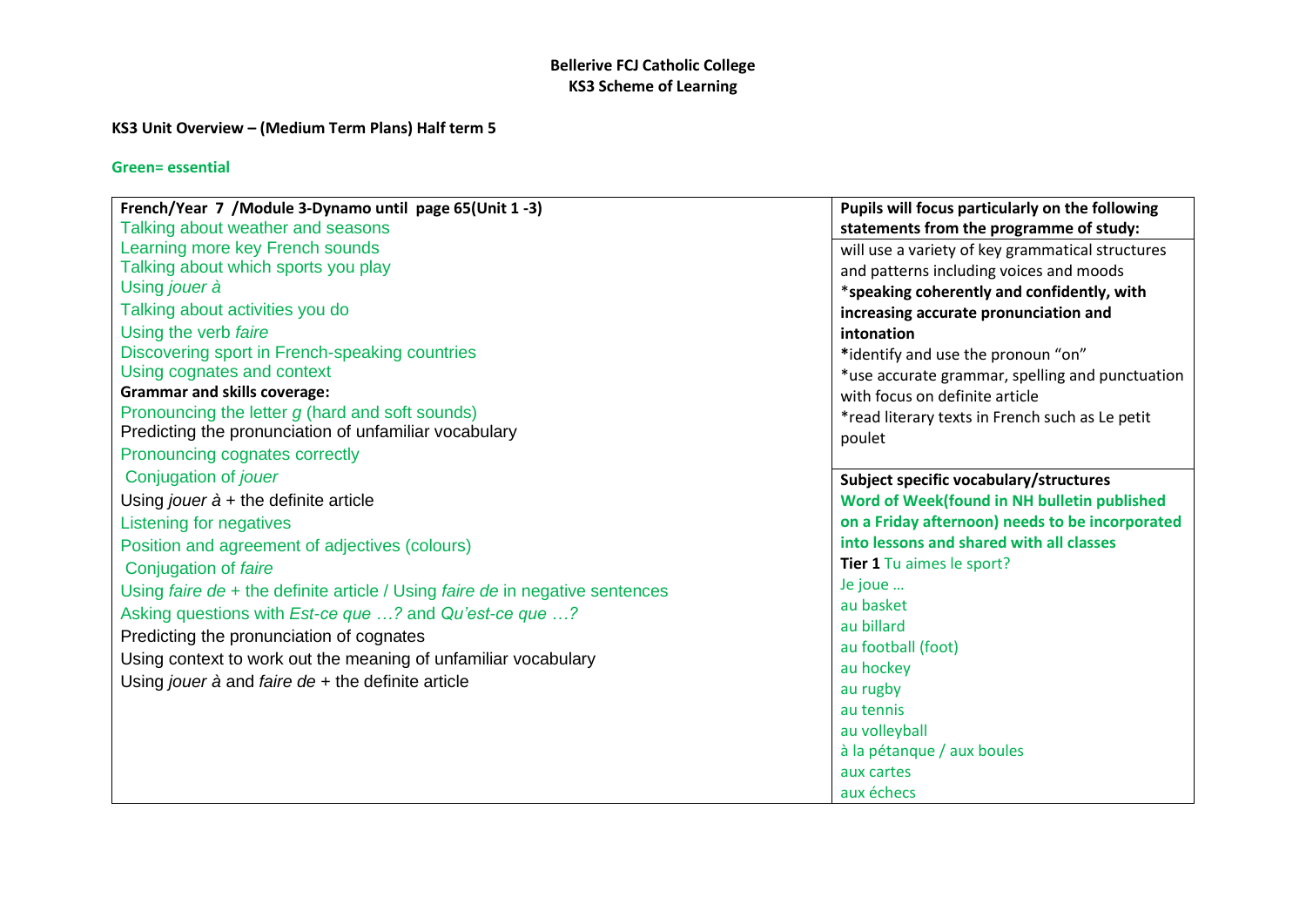**Bellerive FCJ Catholic College**
**KS3 Scheme of Learning**

**KS3 Unit Overview – (Medium Term Plans) Half term 5**

**Green= essential**

| **French/Year 7 /Module 3-Dynamo until page 65(Unit 1 -3)** | **Pupils will focus particularly on the following statements from the programme of study:** |
|---|---|
| Talking about weather and seasons<br>Learning more key French sounds<br>Talking about which sports you play<br>Using *jouer à*<br>Talking about activities you do<br>Using the verb *faire*<br>Discovering sport in French-speaking countries<br>Using cognates and context<br>**Grammar and skills coverage:**<br>Pronouncing the letter *g* (hard and soft sounds)<br>Predicting the pronunciation of unfamiliar vocabulary<br>Pronouncing cognates correctly<br>Conjugation of *jouer*<br>Using *jouer à* + the definite article<br>Listening for negatives<br>Position and agreement of adjectives (colours)<br>Conjugation of *faire*<br>Using *faire de* + the definite article / Using *faire de* in negative sentences<br>Asking questions with *Est-ce que …?* and *Qu'est-ce que …?*<br>Predicting the pronunciation of cognates<br>Using context to work out the meaning of unfamiliar vocabulary<br>Using *jouer à* and *faire de* + the definite article | will use a variety of key grammatical structures and patterns including voices and moods<br>***speaking coherently and confidently, with increasing accurate pronunciation and intonation**<br>***identify and use the pronoun "on"**<br>*use accurate grammar, spelling and punctuation with focus on definite article<br>*read literary texts in French such as Le petit poulet<br><br>**Subject specific vocabulary/structures**<br>**Word of Week(found in NH bulletin published on a Friday afternoon) needs to be incorporated into lessons and shared with all classes**<br>**Tier 1** Tu aimes le sport?<br>Je joue …<br>au basket<br>au billard<br>au football (foot)<br>au hockey<br>au rugby<br>au tennis<br>au volleyball<br>à la pétanque / aux boules<br>aux cartes<br>aux échecs |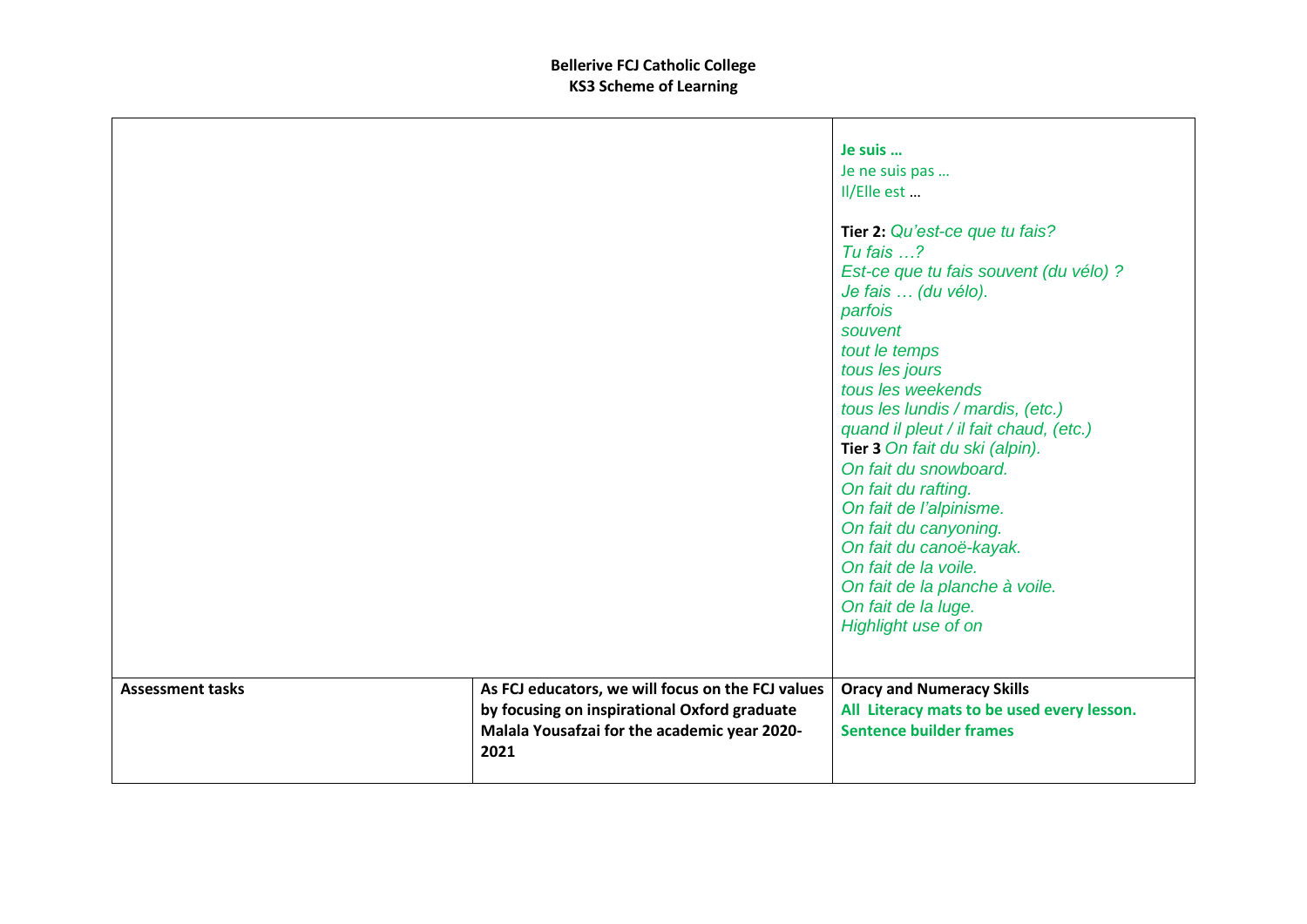**Bellerive FCJ Catholic College**
**KS3 Scheme of Learning**

| | | |
|---|---|---|
| | | **Je suis …**<br>Je ne suis pas …<br>Il/Elle est …<br><br>**Tier 2:** *Qu'est-ce que tu fais?*<br>*Tu fais …?*<br>*Est-ce que tu fais souvent (du vélo) ?*<br>*Je fais … (du vélo).*<br>*parfois*<br>*souvent*<br>*tout le temps*<br>*tous les jours*<br>*tous les weekends*<br>*tous les lundis / mardis, (etc.)*<br>*quand il pleut / il fait chaud, (etc.)*<br>**Tier 3** *On fait du ski (alpin).*<br>*On fait du snowboard.*<br>*On fait du rafting.*<br>*On fait de l'alpinisme.*<br>*On fait du canyoning.*<br>*On fait du canoë-kayak.*<br>*On fait de la voile.*<br>*On fait de la planche à voile.*<br>*On fait de la luge.*<br>*Highlight use of on* |
| **Assessment tasks** | **As FCJ educators, we will focus on the FCJ values by focusing on inspirational Oxford graduate Malala Yousafzai for the academic year 2020-2021** | **Oracy and Numeracy Skills**<br>**All Literacy mats to be used every lesson.**<br>**Sentence builder frames** |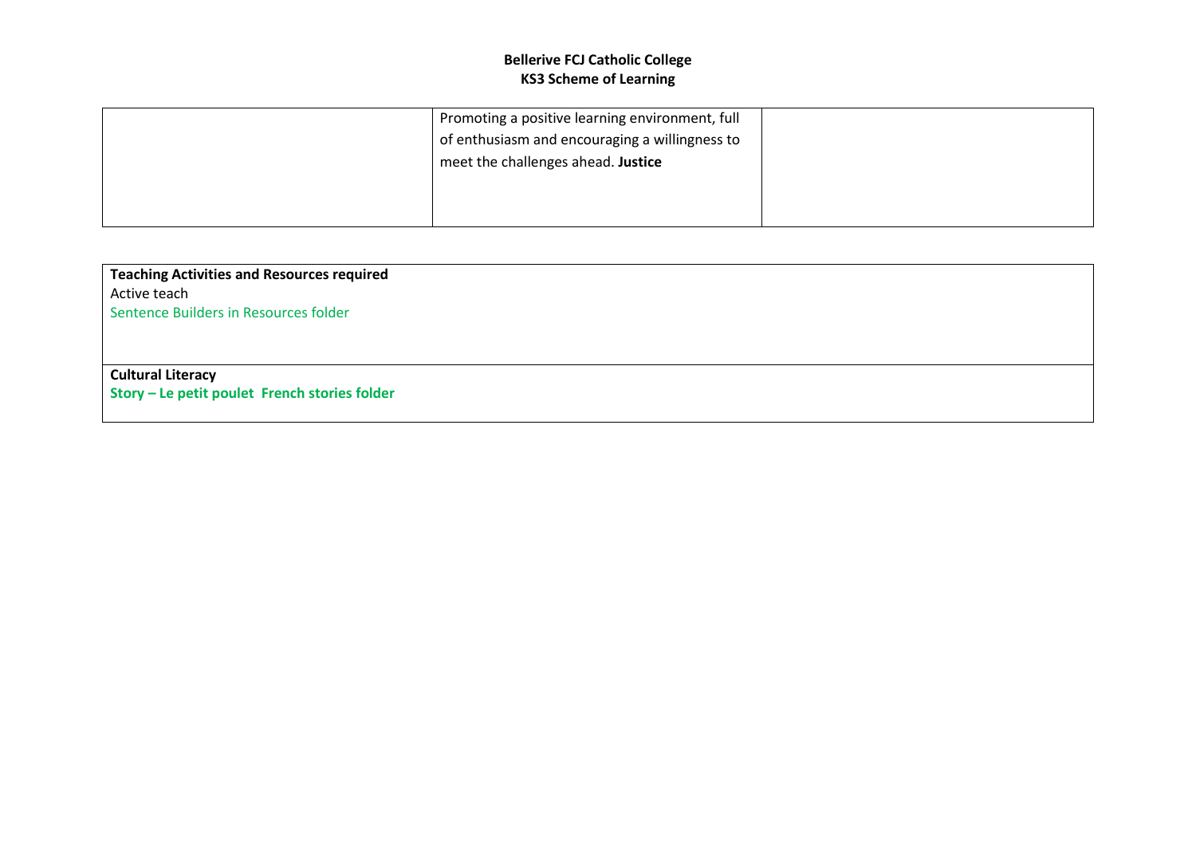| | | |
|---|---|---|
| | Promoting a positive learning environment, full of enthusiasm and encouraging a willingness to meet the challenges ahead. **Justice** | |

| **Teaching Activities and Resources required** |
|---|
| Active teach<br>Sentence Builders in Resources folder |
| **Cultural Literacy**<br>**Story – Le petit poulet  French stories folder** |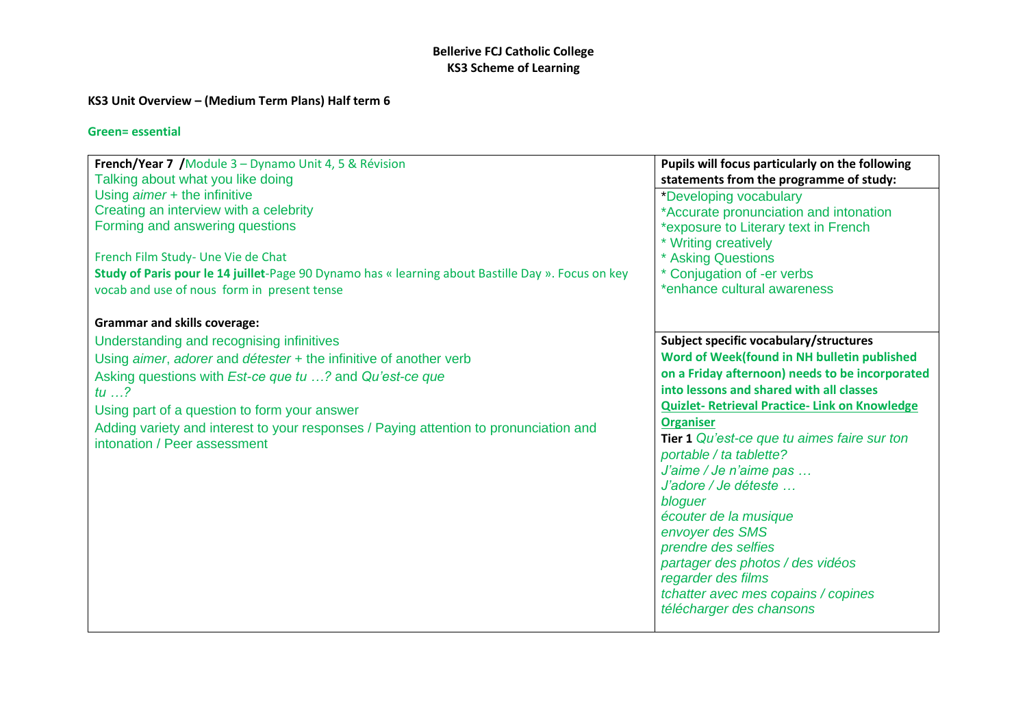**Bellerive FCJ Catholic College**
**KS3 Scheme of Learning**

**KS3 Unit Overview – (Medium Term Plans) Half term 6**

**Green= essential**

| **French/Year 7 /**Module 3 – Dynamo Unit 4, 5 & Révision<br>Talking about what you like doing<br>Using *aimer* + the infinitive<br>Creating an interview with a celebrity<br>Forming and answering questions<br><br>French Film Study- Une Vie de Chat<br>**Study of Paris pour le 14 juillet**-Page 90 Dynamo has « learning about Bastille Day ». Focus on key vocab and use of nous form in present tense | **Pupils will focus particularly on the following statements from the programme of study:**<br>*Developing vocabulary<br>*Accurate pronunciation and intonation<br>*exposure to Literary text in French<br>* Writing creatively<br>* Asking Questions<br>* Conjugation of -er verbs<br>*enhance cultural awareness |
|---|---|
| **Grammar and skills coverage:**<br>Understanding and recognising infinitives<br>Using *aimer*, *adorer* and *détester* + the infinitive of another verb<br>Asking questions with *Est-ce que tu …?* and *Qu'est-ce que tu …?*<br>Using part of a question to form your answer<br>Adding variety and interest to your responses / Paying attention to pronunciation and intonation / Peer assessment | **Subject specific vocabulary/structures**<br>**Word of Week(found in NH bulletin published on a Friday afternoon) needs to be incorporated into lessons and shared with all classes**<br>**Quizlet- Retrieval Practice- Link on Knowledge Organiser**<br>**Tier 1** *Qu'est-ce que tu aimes faire sur ton portable / ta tablette?*<br>*J'aime / Je n'aime pas …*<br>*J'adore / Je déteste …*<br>*bloguer*<br>*écouter de la musique*<br>*envoyer des SMS*<br>*prendre des selfies*<br>*partager des photos / des vidéos*<br>*regarder des films*<br>*tchatter avec mes copains / copines*<br>*télécharger des chansons* |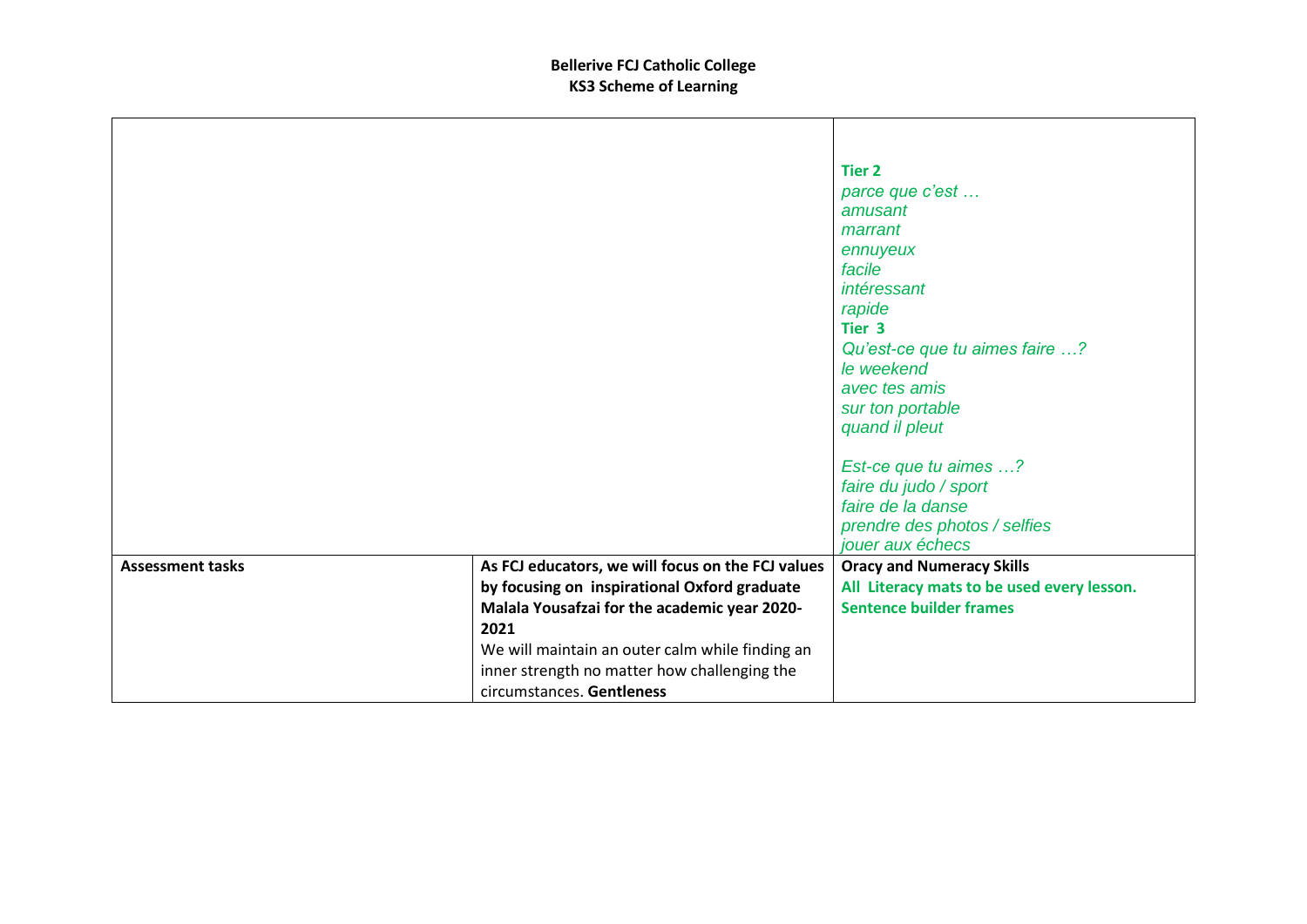**Bellerive FCJ Catholic College**
**KS3 Scheme of Learning**

| | | |
|---|---|---|
| | | **Tier 2**<br>*parce que c'est …*<br>*amusant*<br>*marrant*<br>*ennuyeux*<br>*facile*<br>*intéressant*<br>*rapide*<br>**Tier 3**<br>*Qu'est-ce que tu aimes faire …?*<br>*le weekend*<br>*avec tes amis*<br>*sur ton portable*<br>*quand il pleut*<br><br>*Est-ce que tu aimes …?*<br>*faire du judo / sport*<br>*faire de la danse*<br>*prendre des photos / selfies*<br>*jouer aux échecs* |
| **Assessment tasks** | **As FCJ educators, we will focus on the FCJ values by focusing on inspirational Oxford graduate Malala Yousafzai for the academic year 2020-2021**<br>We will maintain an outer calm while finding an inner strength no matter how challenging the circumstances. **Gentleness** | **Oracy and Numeracy Skills**<br>**All Literacy mats to be used every lesson.**<br>**Sentence builder frames** |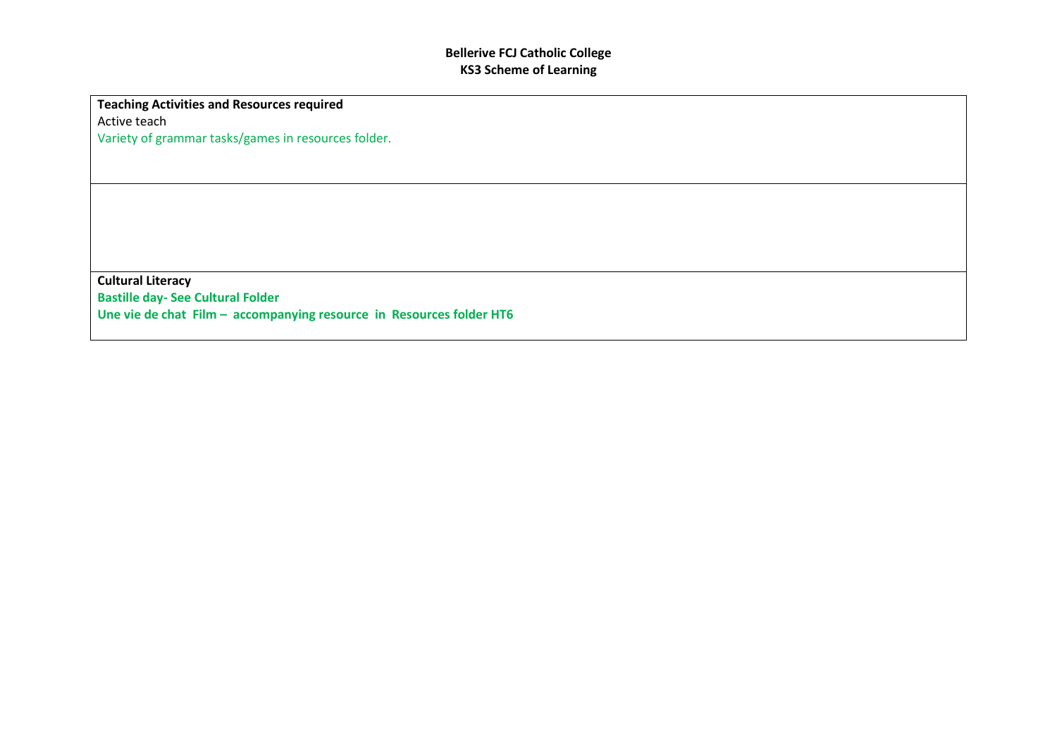**Bellerive FCJ Catholic College**
**KS3 Scheme of Learning**

**Teaching Activities and Resources required**

Active teach

Variety of grammar tasks/games in resources folder.

**Cultural Literacy**

**Bastille day- See Cultural Folder**

**Une vie de chat Film – accompanying resource in Resources folder HT6**